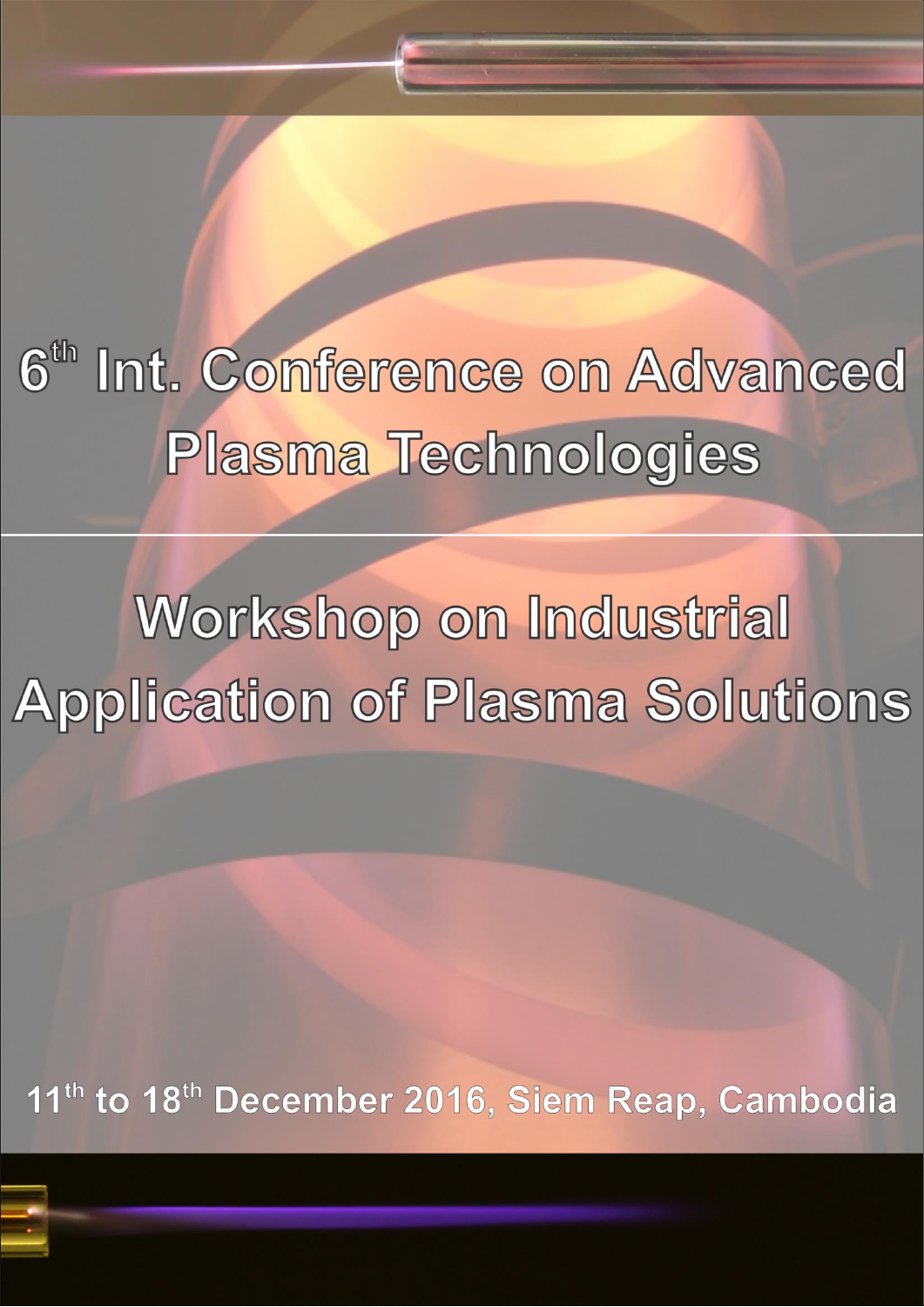# 6th Int. Conference on Advanced Plasma Technologies

---

# Workshop on Industrial Application of Plasma Solutions

11th to 18th December 2016, Siem Reap, Cambodia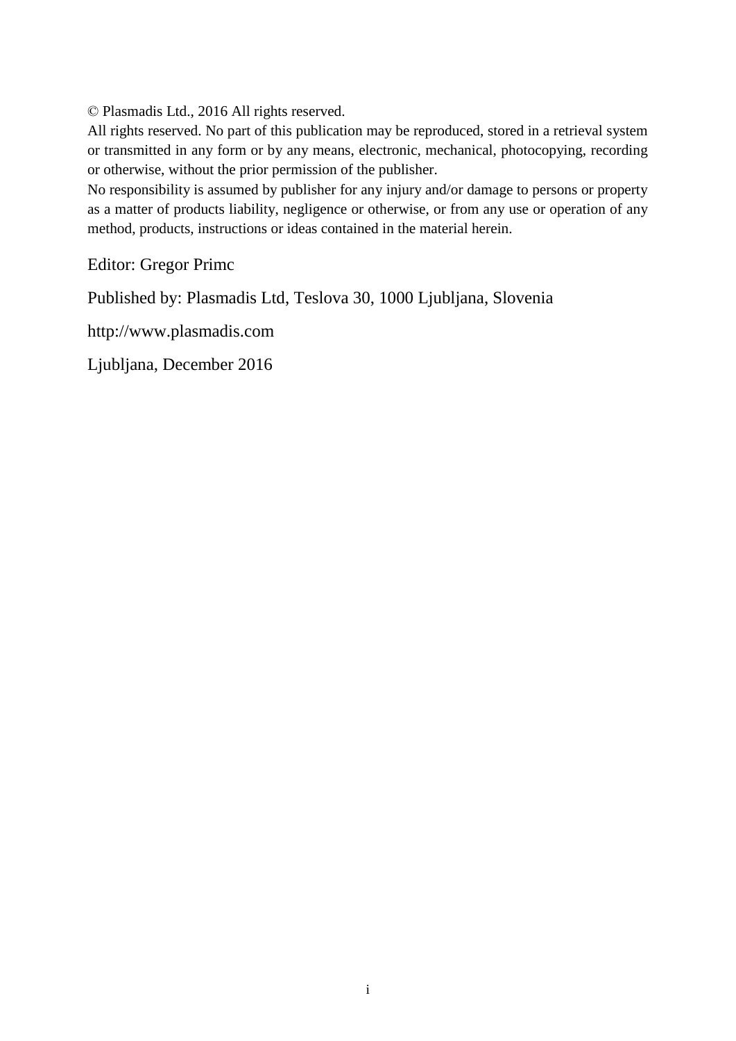© Plasmadis Ltd., 2016 All rights reserved.

All rights reserved. No part of this publication may be reproduced, stored in a retrieval system or transmitted in any form or by any means, electronic, mechanical, photocopying, recording or otherwise, without the prior permission of the publisher.

No responsibility is assumed by publisher for any injury and/or damage to persons or property as a matter of products liability, negligence or otherwise, or from any use or operation of any method, products, instructions or ideas contained in the material herein.

Editor: Gregor Primc

Published by: Plasmadis Ltd, Teslova 30, 1000 Ljubljana, Slovenia

http://www.plasmadis.com

Ljubljana, December 2016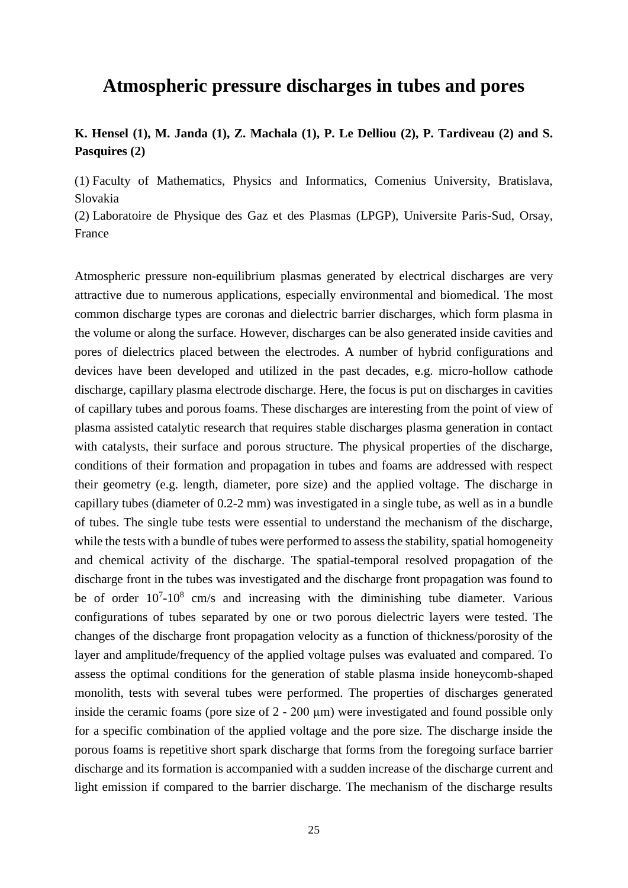# Atmospheric pressure discharges in tubes and pores

**K. Hensel (1), M. Janda (1), Z. Machala (1), P. Le Delliou (2), P. Tardiveau (2) and S. Pasquires (2)**

(1) Faculty of Mathematics, Physics and Informatics, Comenius University, Bratislava, Slovakia

(2) Laboratoire de Physique des Gaz et des Plasmas (LPGP), Universite Paris-Sud, Orsay, France

Atmospheric pressure non-equilibrium plasmas generated by electrical discharges are very attractive due to numerous applications, especially environmental and biomedical. The most common discharge types are coronas and dielectric barrier discharges, which form plasma in the volume or along the surface. However, discharges can be also generated inside cavities and pores of dielectrics placed between the electrodes. A number of hybrid configurations and devices have been developed and utilized in the past decades, e.g. micro-hollow cathode discharge, capillary plasma electrode discharge. Here, the focus is put on discharges in cavities of capillary tubes and porous foams. These discharges are interesting from the point of view of plasma assisted catalytic research that requires stable discharges plasma generation in contact with catalysts, their surface and porous structure. The physical properties of the discharge, conditions of their formation and propagation in tubes and foams are addressed with respect their geometry (e.g. length, diameter, pore size) and the applied voltage. The discharge in capillary tubes (diameter of 0.2-2 mm) was investigated in a single tube, as well as in a bundle of tubes. The single tube tests were essential to understand the mechanism of the discharge, while the tests with a bundle of tubes were performed to assess the stability, spatial homogeneity and chemical activity of the discharge. The spatial-temporal resolved propagation of the discharge front in the tubes was investigated and the discharge front propagation was found to be of order $10^7$-$10^8$ cm/s and increasing with the diminishing tube diameter. Various configurations of tubes separated by one or two porous dielectric layers were tested. The changes of the discharge front propagation velocity as a function of thickness/porosity of the layer and amplitude/frequency of the applied voltage pulses was evaluated and compared. To assess the optimal conditions for the generation of stable plasma inside honeycomb-shaped monolith, tests with several tubes were performed. The properties of discharges generated inside the ceramic foams (pore size of 2 - 200 μm) were investigated and found possible only for a specific combination of the applied voltage and the pore size. The discharge inside the porous foams is repetitive short spark discharge that forms from the foregoing surface barrier discharge and its formation is accompanied with a sudden increase of the discharge current and light emission if compared to the barrier discharge. The mechanism of the discharge results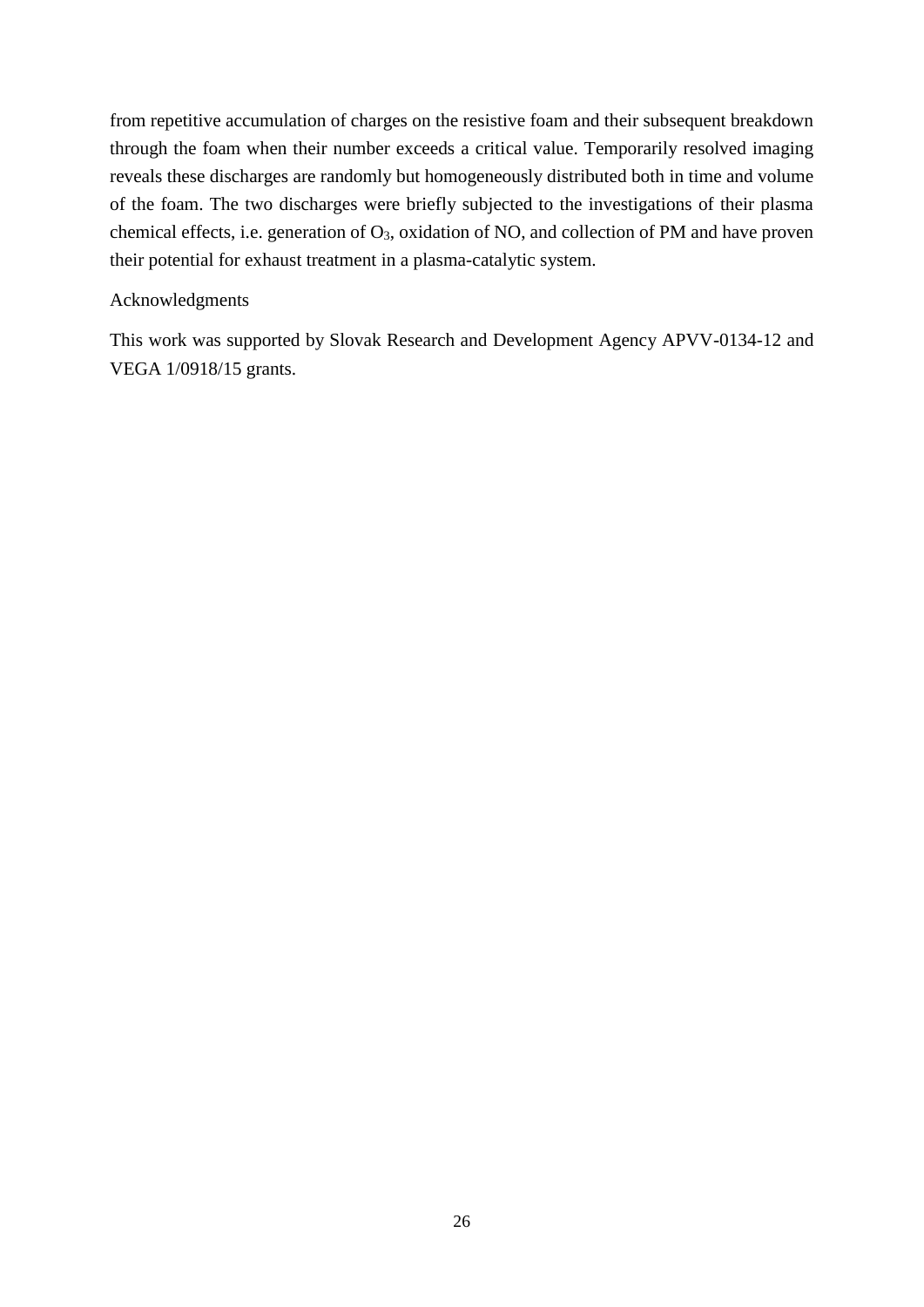from repetitive accumulation of charges on the resistive foam and their subsequent breakdown through the foam when their number exceeds a critical value. Temporarily resolved imaging reveals these discharges are randomly but homogeneously distributed both in time and volume of the foam. The two discharges were briefly subjected to the investigations of their plasma chemical effects, i.e. generation of $O_3$, oxidation of NO, and collection of PM and have proven their potential for exhaust treatment in a plasma-catalytic system.

Acknowledgments

This work was supported by Slovak Research and Development Agency APVV-0134-12 and VEGA 1/0918/15 grants.